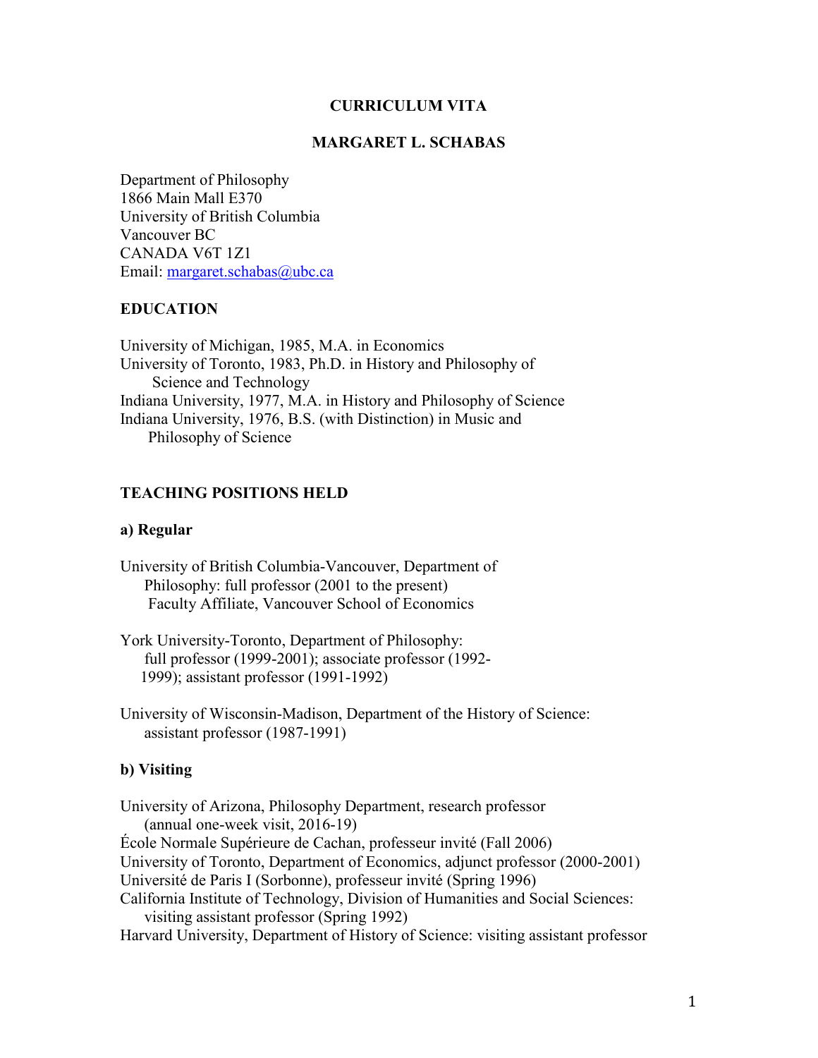# CURRICULUM VITA

## MARGARET L. SCHABAS

Department of Philosophy
1866 Main Mall E370
University of British Columbia
Vancouver BC
CANADA V6T 1Z1
Email: margaret.schabas@ubc.ca

### EDUCATION

University of Michigan, 1985, M.A. in Economics
University of Toronto, 1983, Ph.D. in History and Philosophy of Science and Technology
Indiana University, 1977, M.A. in History and Philosophy of Science
Indiana University, 1976, B.S. (with Distinction) in Music and Philosophy of Science

### TEACHING POSITIONS HELD

#### a) Regular

University of British Columbia-Vancouver, Department of Philosophy: full professor (2001 to the present)
Faculty Affiliate, Vancouver School of Economics

York University-Toronto, Department of Philosophy: full professor (1999-2001); associate professor (1992-1999); assistant professor (1991-1992)

University of Wisconsin-Madison, Department of the History of Science: assistant professor (1987-1991)

#### b) Visiting

University of Arizona, Philosophy Department, research professor (annual one-week visit, 2016-19)
École Normale Supérieure de Cachan, professeur invité (Fall 2006)
University of Toronto, Department of Economics, adjunct professor (2000-2001)
Université de Paris I (Sorbonne), professeur invité (Spring 1996)
California Institute of Technology, Division of Humanities and Social Sciences: visiting assistant professor (Spring 1992)
Harvard University, Department of History of Science: visiting assistant professor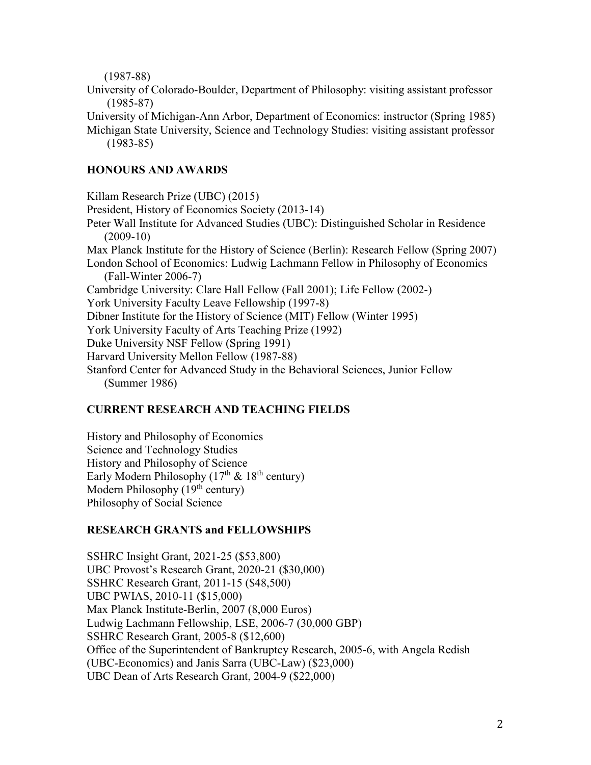(1987-88)

University of Colorado-Boulder, Department of Philosophy: visiting assistant professor (1985-87)

University of Michigan-Ann Arbor, Department of Economics: instructor (Spring 1985)

Michigan State University, Science and Technology Studies: visiting assistant professor (1983-85)

## HONOURS AND AWARDS

Killam Research Prize (UBC) (2015)

President, History of Economics Society (2013-14)

Peter Wall Institute for Advanced Studies (UBC): Distinguished Scholar in Residence (2009-10)

Max Planck Institute for the History of Science (Berlin): Research Fellow (Spring 2007)

London School of Economics: Ludwig Lachmann Fellow in Philosophy of Economics (Fall-Winter 2006-7)

Cambridge University: Clare Hall Fellow (Fall 2001); Life Fellow (2002-)

York University Faculty Leave Fellowship (1997-8)

Dibner Institute for the History of Science (MIT) Fellow (Winter 1995)

York University Faculty of Arts Teaching Prize (1992)

Duke University NSF Fellow (Spring 1991)

Harvard University Mellon Fellow (1987-88)

Stanford Center for Advanced Study in the Behavioral Sciences, Junior Fellow (Summer 1986)

## CURRENT RESEARCH AND TEACHING FIELDS

History and Philosophy of Economics

Science and Technology Studies

History and Philosophy of Science

Early Modern Philosophy (17th & 18th century)

Modern Philosophy (19th century)

Philosophy of Social Science

## RESEARCH GRANTS and FELLOWSHIPS

SSHRC Insight Grant, 2021-25 ($53,800)

UBC Provost's Research Grant, 2020-21 ($30,000)

SSHRC Research Grant, 2011-15 ($48,500)

UBC PWIAS, 2010-11 ($15,000)

Max Planck Institute-Berlin, 2007 (8,000 Euros)

Ludwig Lachmann Fellowship, LSE, 2006-7 (30,000 GBP)

SSHRC Research Grant, 2005-8 ($12,600)

Office of the Superintendent of Bankruptcy Research, 2005-6, with Angela Redish (UBC-Economics) and Janis Sarra (UBC-Law) ($23,000)

UBC Dean of Arts Research Grant, 2004-9 ($22,000)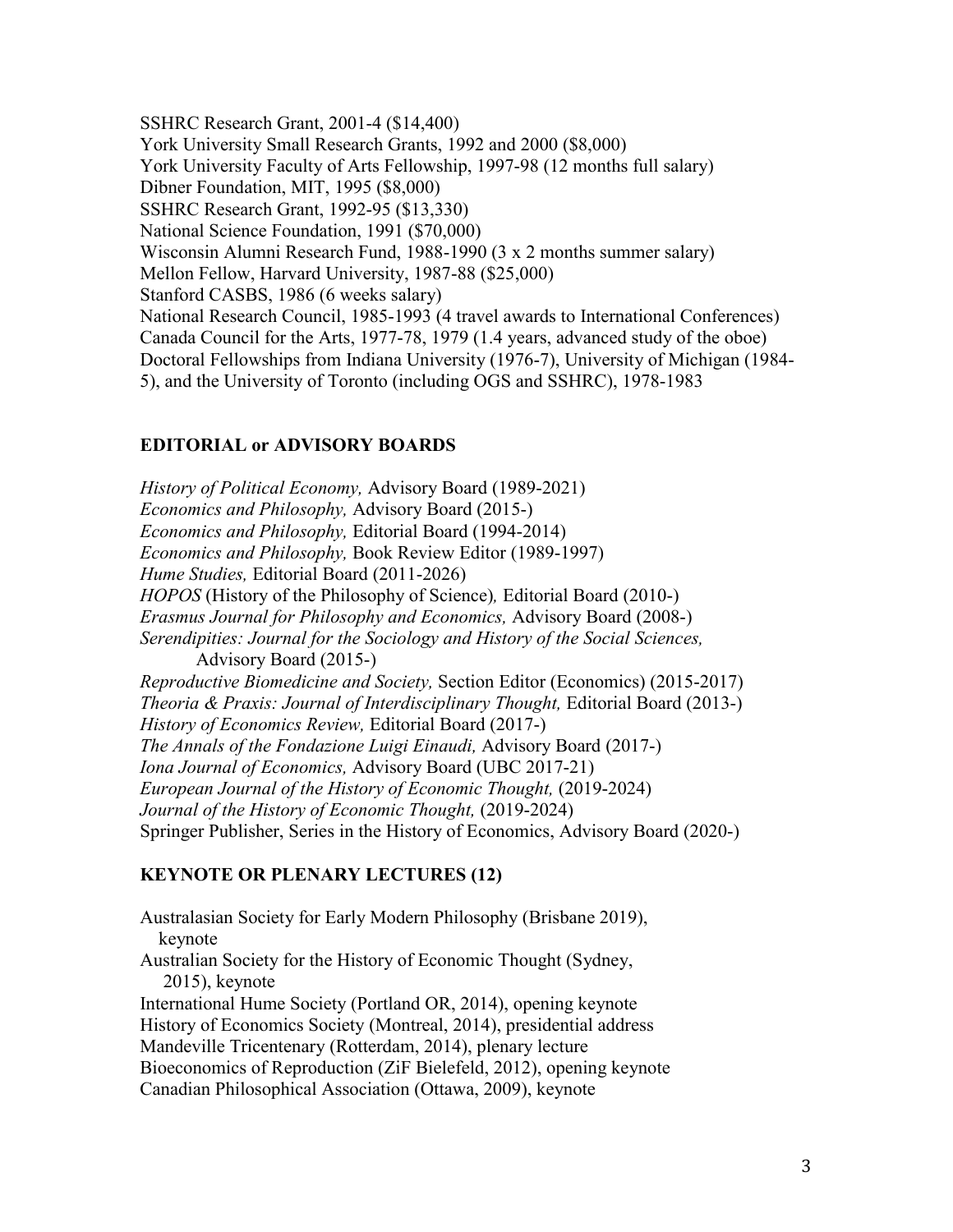SSHRC Research Grant, 2001-4 ($14,400)
York University Small Research Grants, 1992 and 2000 ($8,000)
York University Faculty of Arts Fellowship, 1997-98 (12 months full salary)
Dibner Foundation, MIT, 1995 ($8,000)
SSHRC Research Grant, 1992-95 ($13,330)
National Science Foundation, 1991 ($70,000)
Wisconsin Alumni Research Fund, 1988-1990 (3 x 2 months summer salary)
Mellon Fellow, Harvard University, 1987-88 ($25,000)
Stanford CASBS, 1986 (6 weeks salary)
National Research Council, 1985-1993 (4 travel awards to International Conferences)
Canada Council for the Arts, 1977-78, 1979 (1.4 years, advanced study of the oboe)
Doctoral Fellowships from Indiana University (1976-7), University of Michigan (1984-5), and the University of Toronto (including OGS and SSHRC), 1978-1983

## EDITORIAL or ADVISORY BOARDS

*History of Political Economy,* Advisory Board (1989-2021)
*Economics and Philosophy,* Advisory Board (2015-)
*Economics and Philosophy,* Editorial Board (1994-2014)
*Economics and Philosophy,* Book Review Editor (1989-1997)
*Hume Studies,* Editorial Board (2011-2026)
*HOPOS* (History of the Philosophy of Science)*,* Editorial Board (2010-)
*Erasmus Journal for Philosophy and Economics,* Advisory Board (2008-)
*Serendipities: Journal for the Sociology and History of the Social Sciences,* Advisory Board (2015-)
*Reproductive Biomedicine and Society,* Section Editor (Economics) (2015-2017)
*Theoria & Praxis: Journal of Interdisciplinary Thought,* Editorial Board (2013-)
*History of Economics Review,* Editorial Board (2017-)
*The Annals of the Fondazione Luigi Einaudi,* Advisory Board (2017-)
*Iona Journal of Economics,* Advisory Board (UBC 2017-21)
*European Journal of the History of Economic Thought,* (2019-2024)
*Journal of the History of Economic Thought,* (2019-2024)
Springer Publisher, Series in the History of Economics, Advisory Board (2020-)

## KEYNOTE OR PLENARY LECTURES (12)

Australasian Society for Early Modern Philosophy (Brisbane 2019), keynote
Australian Society for the History of Economic Thought (Sydney, 2015), keynote
International Hume Society (Portland OR, 2014), opening keynote
History of Economics Society (Montreal, 2014), presidential address
Mandeville Tricentenary (Rotterdam, 2014), plenary lecture
Bioeconomics of Reproduction (ZiF Bielefeld, 2012), opening keynote
Canadian Philosophical Association (Ottawa, 2009), keynote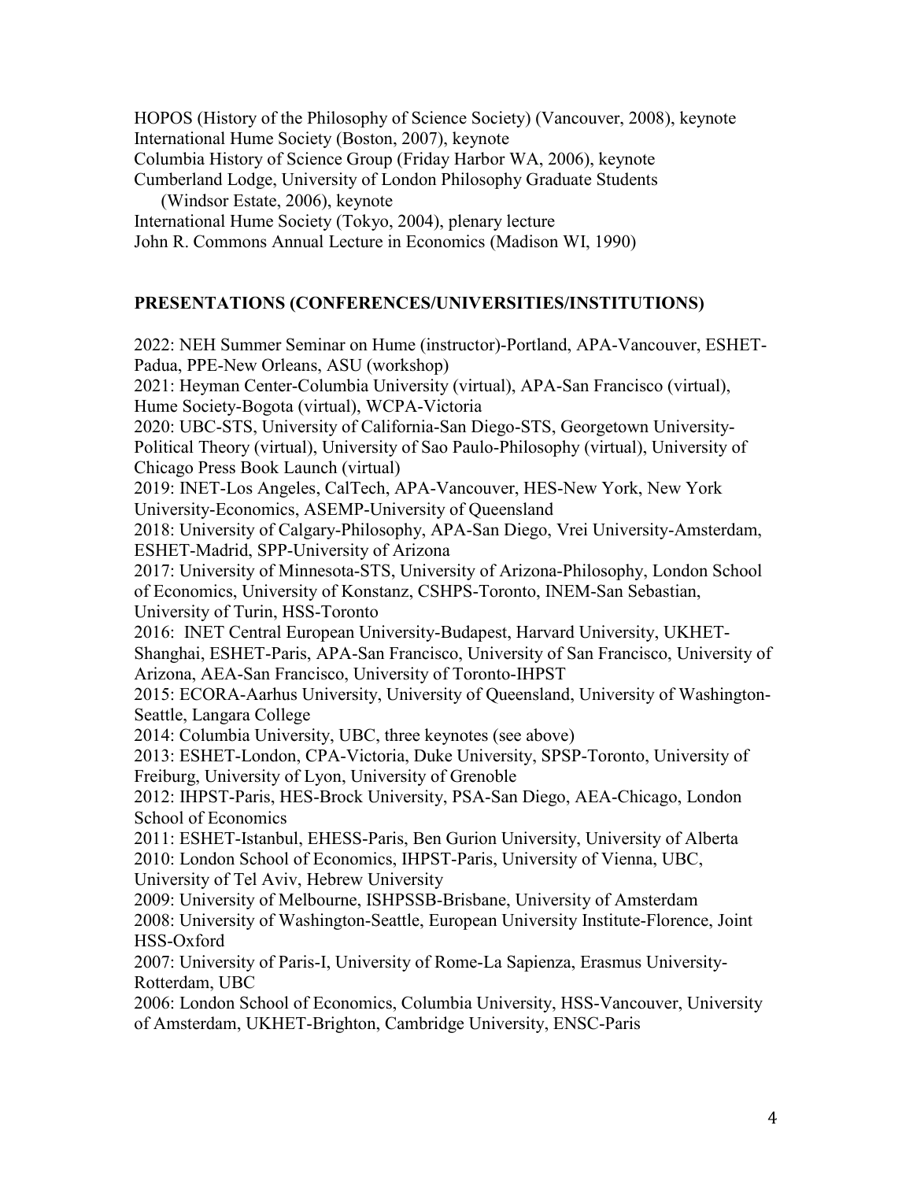HOPOS (History of the Philosophy of Science Society) (Vancouver, 2008), keynote
International Hume Society (Boston, 2007), keynote
Columbia History of Science Group (Friday Harbor WA, 2006), keynote
Cumberland Lodge, University of London Philosophy Graduate Students
    (Windsor Estate, 2006), keynote
International Hume Society (Tokyo, 2004), plenary lecture
John R. Commons Annual Lecture in Economics (Madison WI, 1990)

## PRESENTATIONS (CONFERENCES/UNIVERSITIES/INSTITUTIONS)

2022: NEH Summer Seminar on Hume (instructor)-Portland, APA-Vancouver, ESHET-Padua, PPE-New Orleans, ASU (workshop)

2021: Heyman Center-Columbia University (virtual), APA-San Francisco (virtual), Hume Society-Bogota (virtual), WCPA-Victoria

2020: UBC-STS, University of California-San Diego-STS, Georgetown University-Political Theory (virtual), University of Sao Paulo-Philosophy (virtual), University of Chicago Press Book Launch (virtual)

2019: INET-Los Angeles, CalTech, APA-Vancouver, HES-New York, New York University-Economics, ASEMP-University of Queensland

2018: University of Calgary-Philosophy, APA-San Diego, Vrei University-Amsterdam, ESHET-Madrid, SPP-University of Arizona

2017: University of Minnesota-STS, University of Arizona-Philosophy, London School of Economics, University of Konstanz, CSHPS-Toronto, INEM-San Sebastian, University of Turin, HSS-Toronto

2016: INET Central European University-Budapest, Harvard University, UKHET-Shanghai, ESHET-Paris, APA-San Francisco, University of San Francisco, University of Arizona, AEA-San Francisco, University of Toronto-IHPST

2015: ECORA-Aarhus University, University of Queensland, University of Washington-Seattle, Langara College

2014: Columbia University, UBC, three keynotes (see above)

2013: ESHET-London, CPA-Victoria, Duke University, SPSP-Toronto, University of Freiburg, University of Lyon, University of Grenoble

2012: IHPST-Paris, HES-Brock University, PSA-San Diego, AEA-Chicago, London School of Economics

2011: ESHET-Istanbul, EHESS-Paris, Ben Gurion University, University of Alberta

2010: London School of Economics, IHPST-Paris, University of Vienna, UBC, University of Tel Aviv, Hebrew University

2009: University of Melbourne, ISHPSSB-Brisbane, University of Amsterdam

2008: University of Washington-Seattle, European University Institute-Florence, Joint HSS-Oxford

2007: University of Paris-I, University of Rome-La Sapienza, Erasmus University-Rotterdam, UBC

2006: London School of Economics, Columbia University, HSS-Vancouver, University of Amsterdam, UKHET-Brighton, Cambridge University, ENSC-Paris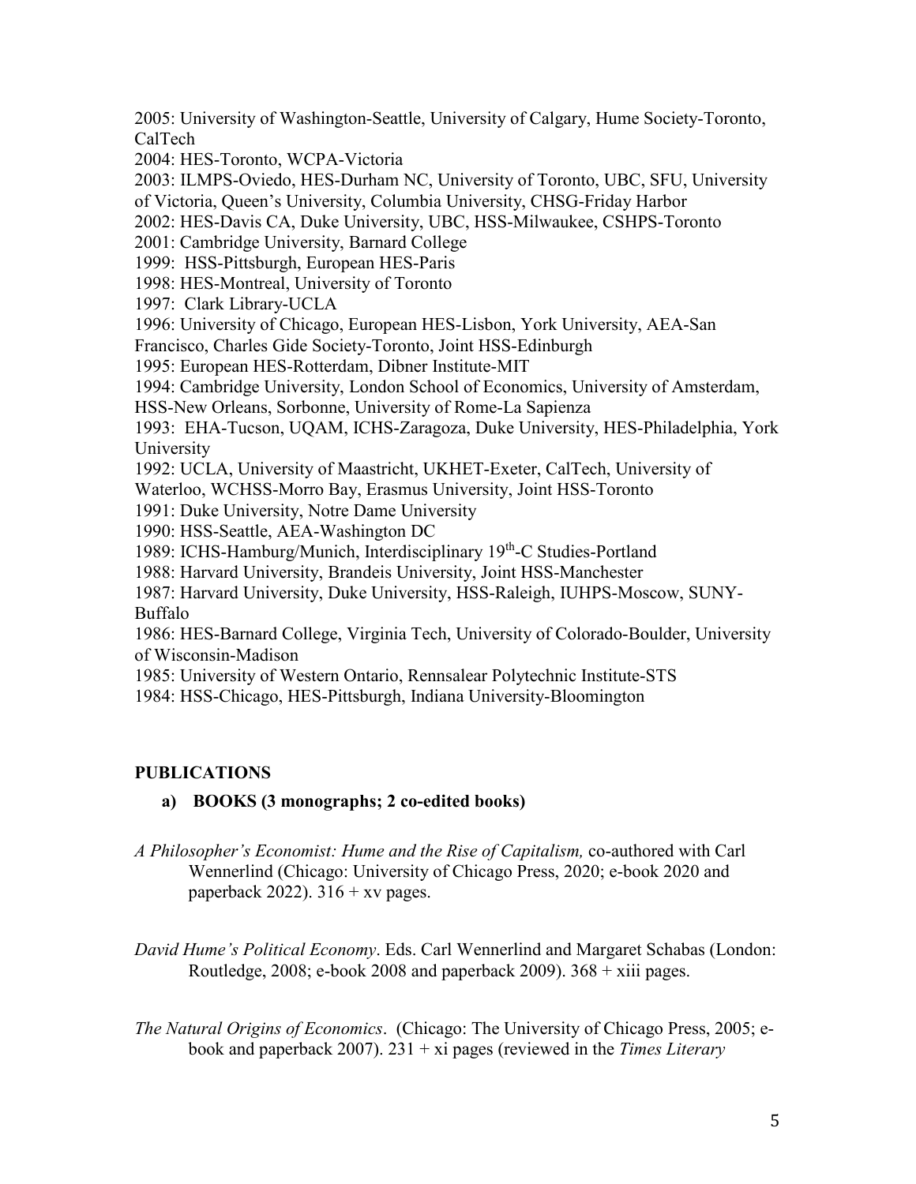2005: University of Washington-Seattle, University of Calgary, Hume Society-Toronto, CalTech

2004: HES-Toronto, WCPA-Victoria

2003: ILMPS-Oviedo, HES-Durham NC, University of Toronto, UBC, SFU, University of Victoria, Queen's University, Columbia University, CHSG-Friday Harbor

2002: HES-Davis CA, Duke University, UBC, HSS-Milwaukee, CSHPS-Toronto

2001: Cambridge University, Barnard College

1999: HSS-Pittsburgh, European HES-Paris

1998: HES-Montreal, University of Toronto

1997: Clark Library-UCLA

1996: University of Chicago, European HES-Lisbon, York University, AEA-San Francisco, Charles Gide Society-Toronto, Joint HSS-Edinburgh

1995: European HES-Rotterdam, Dibner Institute-MIT

1994: Cambridge University, London School of Economics, University of Amsterdam, HSS-New Orleans, Sorbonne, University of Rome-La Sapienza

1993: EHA-Tucson, UQAM, ICHS-Zaragoza, Duke University, HES-Philadelphia, York University

1992: UCLA, University of Maastricht, UKHET-Exeter, CalTech, University of Waterloo, WCHSS-Morro Bay, Erasmus University, Joint HSS-Toronto

1991: Duke University, Notre Dame University

1990: HSS-Seattle, AEA-Washington DC

1989: ICHS-Hamburg/Munich, Interdisciplinary 19th-C Studies-Portland

1988: Harvard University, Brandeis University, Joint HSS-Manchester

1987: Harvard University, Duke University, HSS-Raleigh, IUHPS-Moscow, SUNY-Buffalo

1986: HES-Barnard College, Virginia Tech, University of Colorado-Boulder, University of Wisconsin-Madison

1985: University of Western Ontario, Rennsalear Polytechnic Institute-STS

1984: HSS-Chicago, HES-Pittsburgh, Indiana University-Bloomington

## PUBLICATIONS

### a) BOOKS (3 monographs; 2 co-edited books)

*A Philosopher's Economist: Hume and the Rise of Capitalism,* co-authored with Carl Wennerlind (Chicago: University of Chicago Press, 2020; e-book 2020 and paperback 2022). 316 + xv pages.

*David Hume's Political Economy*. Eds. Carl Wennerlind and Margaret Schabas (London: Routledge, 2008; e-book 2008 and paperback 2009). 368 + xiii pages.

*The Natural Origins of Economics*. (Chicago: The University of Chicago Press, 2005; e-book and paperback 2007). 231 + xi pages (reviewed in the *Times Literary*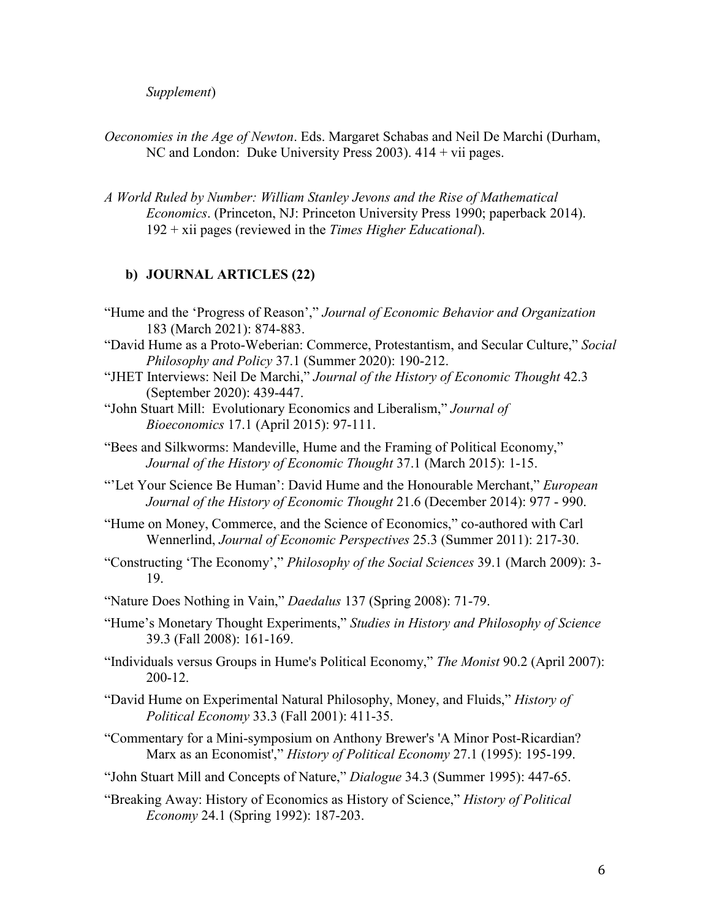*Supplement*)

*Oeconomies in the Age of Newton*. Eds. Margaret Schabas and Neil De Marchi (Durham, NC and London: Duke University Press 2003). 414 + vii pages.

*A World Ruled by Number: William Stanley Jevons and the Rise of Mathematical Economics*. (Princeton, NJ: Princeton University Press 1990; paperback 2014). 192 + xii pages (reviewed in the *Times Higher Educational*).

### b) JOURNAL ARTICLES (22)

"Hume and the 'Progress of Reason'," *Journal of Economic Behavior and Organization* 183 (March 2021): 874-883.

"David Hume as a Proto-Weberian: Commerce, Protestantism, and Secular Culture," *Social Philosophy and Policy* 37.1 (Summer 2020): 190-212.

"JHET Interviews: Neil De Marchi," *Journal of the History of Economic Thought* 42.3 (September 2020): 439-447.

"John Stuart Mill: Evolutionary Economics and Liberalism," *Journal of Bioeconomics* 17.1 (April 2015): 97-111.

"Bees and Silkworms: Mandeville, Hume and the Framing of Political Economy," *Journal of the History of Economic Thought* 37.1 (March 2015): 1-15.

"'Let Your Science Be Human': David Hume and the Honourable Merchant," *European Journal of the History of Economic Thought* 21.6 (December 2014): 977 - 990.

"Hume on Money, Commerce, and the Science of Economics," co-authored with Carl Wennerlind, *Journal of Economic Perspectives* 25.3 (Summer 2011): 217-30.

"Constructing 'The Economy'," *Philosophy of the Social Sciences* 39.1 (March 2009): 3-19.

"Nature Does Nothing in Vain," *Daedalus* 137 (Spring 2008): 71-79.

"Hume's Monetary Thought Experiments," *Studies in History and Philosophy of Science* 39.3 (Fall 2008): 161-169.

"Individuals versus Groups in Hume's Political Economy," *The Monist* 90.2 (April 2007): 200-12.

"David Hume on Experimental Natural Philosophy, Money, and Fluids," *History of Political Economy* 33.3 (Fall 2001): 411-35.

"Commentary for a Mini-symposium on Anthony Brewer's 'A Minor Post-Ricardian? Marx as an Economist'," *History of Political Economy* 27.1 (1995): 195-199.

"John Stuart Mill and Concepts of Nature," *Dialogue* 34.3 (Summer 1995): 447-65.

"Breaking Away: History of Economics as History of Science," *History of Political Economy* 24.1 (Spring 1992): 187-203.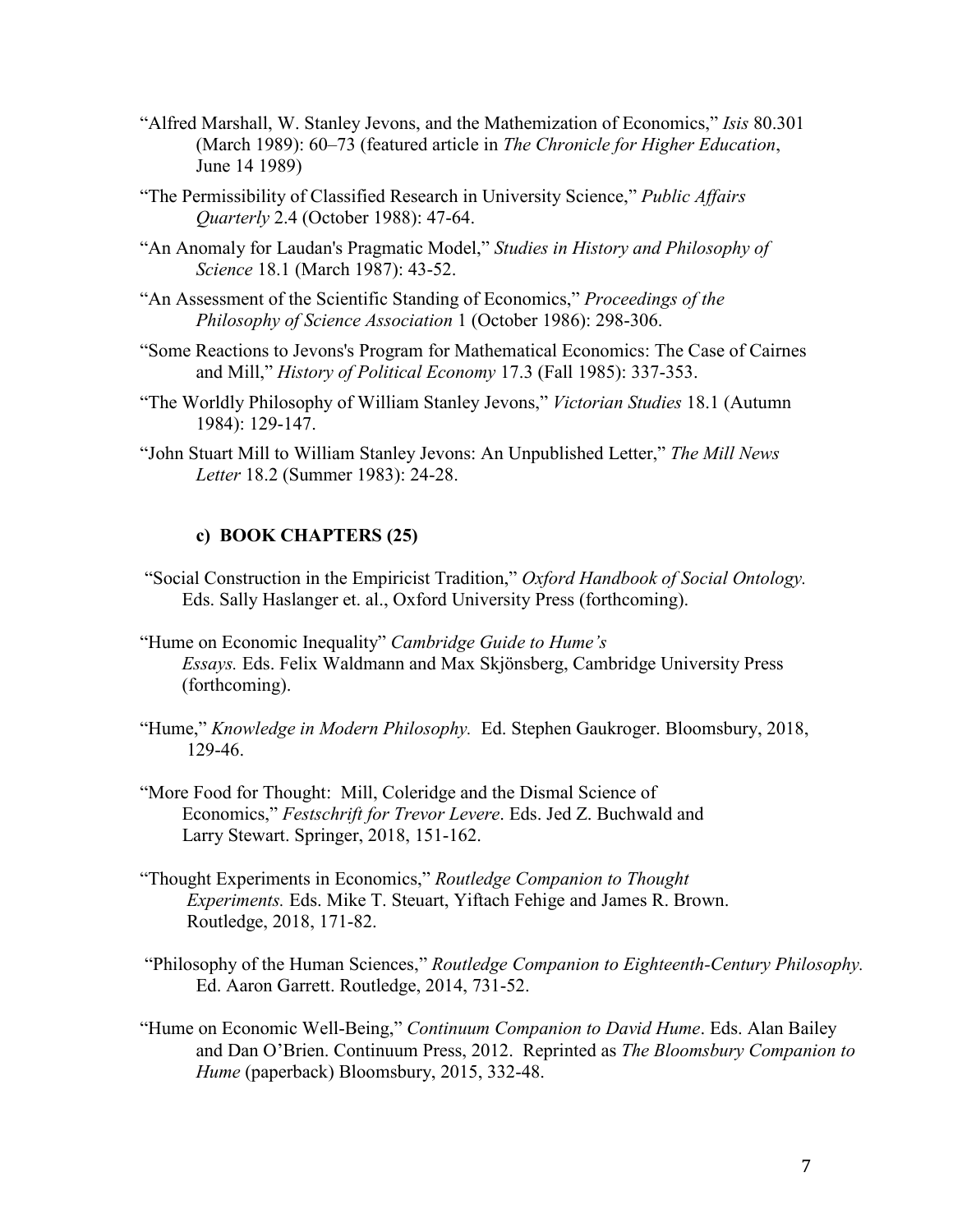"Alfred Marshall, W. Stanley Jevons, and the Mathemization of Economics," *Isis* 80.301 (March 1989): 60–73 (featured article in *The Chronicle for Higher Education*, June 14 1989)

"The Permissibility of Classified Research in University Science," *Public Affairs Quarterly* 2.4 (October 1988): 47-64.

"An Anomaly for Laudan's Pragmatic Model," *Studies in History and Philosophy of Science* 18.1 (March 1987): 43-52.

"An Assessment of the Scientific Standing of Economics," *Proceedings of the Philosophy of Science Association* 1 (October 1986): 298-306.

"Some Reactions to Jevons's Program for Mathematical Economics: The Case of Cairnes and Mill," *History of Political Economy* 17.3 (Fall 1985): 337-353.

"The Worldly Philosophy of William Stanley Jevons," *Victorian Studies* 18.1 (Autumn 1984): 129-147.

"John Stuart Mill to William Stanley Jevons: An Unpublished Letter," *The Mill News Letter* 18.2 (Summer 1983): 24-28.

### c) BOOK CHAPTERS (25)

"Social Construction in the Empiricist Tradition," *Oxford Handbook of Social Ontology.* Eds. Sally Haslanger et. al., Oxford University Press (forthcoming).

"Hume on Economic Inequality" *Cambridge Guide to Hume's Essays.* Eds. Felix Waldmann and Max Skjönsberg, Cambridge University Press (forthcoming).

"Hume," *Knowledge in Modern Philosophy.* Ed. Stephen Gaukroger. Bloomsbury, 2018, 129-46.

"More Food for Thought: Mill, Coleridge and the Dismal Science of Economics," *Festschrift for Trevor Levere*. Eds. Jed Z. Buchwald and Larry Stewart. Springer, 2018, 151-162.

"Thought Experiments in Economics," *Routledge Companion to Thought Experiments.* Eds. Mike T. Steuart, Yiftach Fehige and James R. Brown. Routledge, 2018, 171-82.

"Philosophy of the Human Sciences," *Routledge Companion to Eighteenth-Century Philosophy.* Ed. Aaron Garrett. Routledge, 2014, 731-52.

"Hume on Economic Well-Being," *Continuum Companion to David Hume*. Eds. Alan Bailey and Dan O'Brien. Continuum Press, 2012. Reprinted as *The Bloomsbury Companion to Hume* (paperback) Bloomsbury, 2015, 332-48.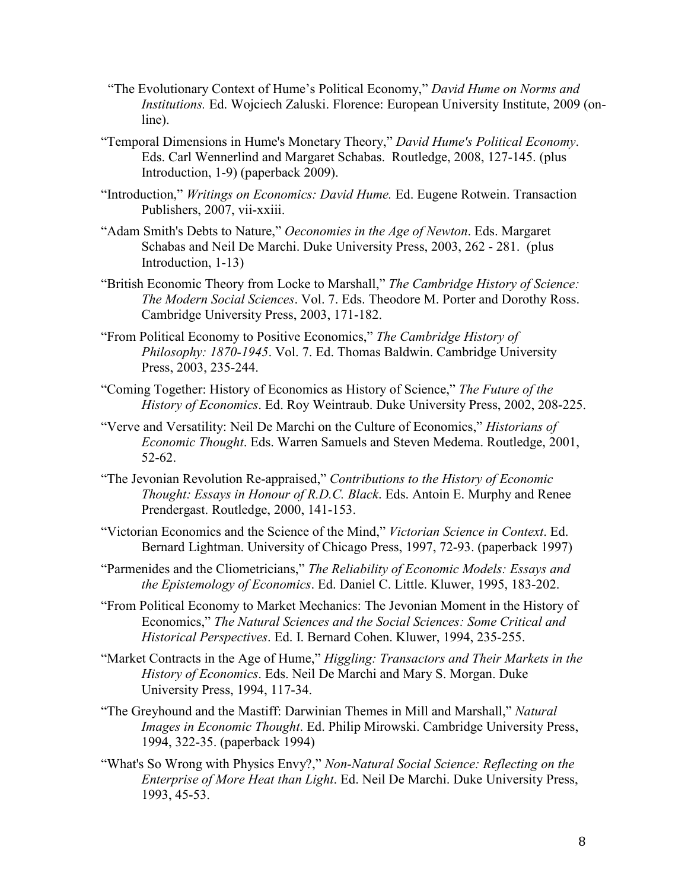"The Evolutionary Context of Hume's Political Economy," *David Hume on Norms and Institutions.* Ed. Wojciech Zaluski. Florence: European University Institute, 2009 (on-line).

"Temporal Dimensions in Hume's Monetary Theory," *David Hume's Political Economy*. Eds. Carl Wennerlind and Margaret Schabas. Routledge, 2008, 127-145. (plus Introduction, 1-9) (paperback 2009).

"Introduction," *Writings on Economics: David Hume.* Ed. Eugene Rotwein. Transaction Publishers, 2007, vii-xxiii.

"Adam Smith's Debts to Nature," *Oeconomies in the Age of Newton*. Eds. Margaret Schabas and Neil De Marchi. Duke University Press, 2003, 262 - 281. (plus Introduction, 1-13)

"British Economic Theory from Locke to Marshall," *The Cambridge History of Science: The Modern Social Sciences*. Vol. 7. Eds. Theodore M. Porter and Dorothy Ross. Cambridge University Press, 2003, 171-182.

"From Political Economy to Positive Economics," *The Cambridge History of Philosophy: 1870-1945*. Vol. 7. Ed. Thomas Baldwin. Cambridge University Press, 2003, 235-244.

"Coming Together: History of Economics as History of Science," *The Future of the History of Economics*. Ed. Roy Weintraub. Duke University Press, 2002, 208-225.

"Verve and Versatility: Neil De Marchi on the Culture of Economics," *Historians of Economic Thought*. Eds. Warren Samuels and Steven Medema. Routledge, 2001, 52-62.

"The Jevonian Revolution Re-appraised," *Contributions to the History of Economic Thought: Essays in Honour of R.D.C. Black*. Eds. Antoin E. Murphy and Renee Prendergast. Routledge, 2000, 141-153.

"Victorian Economics and the Science of the Mind," *Victorian Science in Context*. Ed. Bernard Lightman. University of Chicago Press, 1997, 72-93. (paperback 1997)

"Parmenides and the Cliometricians," *The Reliability of Economic Models: Essays and the Epistemology of Economics*. Ed. Daniel C. Little. Kluwer, 1995, 183-202.

"From Political Economy to Market Mechanics: The Jevonian Moment in the History of Economics," *The Natural Sciences and the Social Sciences: Some Critical and Historical Perspectives*. Ed. I. Bernard Cohen. Kluwer, 1994, 235-255.

"Market Contracts in the Age of Hume," *Higgling: Transactors and Their Markets in the History of Economics*. Eds. Neil De Marchi and Mary S. Morgan. Duke University Press, 1994, 117-34.

"The Greyhound and the Mastiff: Darwinian Themes in Mill and Marshall," *Natural Images in Economic Thought*. Ed. Philip Mirowski. Cambridge University Press, 1994, 322-35. (paperback 1994)

"What's So Wrong with Physics Envy?," *Non-Natural Social Science: Reflecting on the Enterprise of More Heat than Light*. Ed. Neil De Marchi. Duke University Press, 1993, 45-53.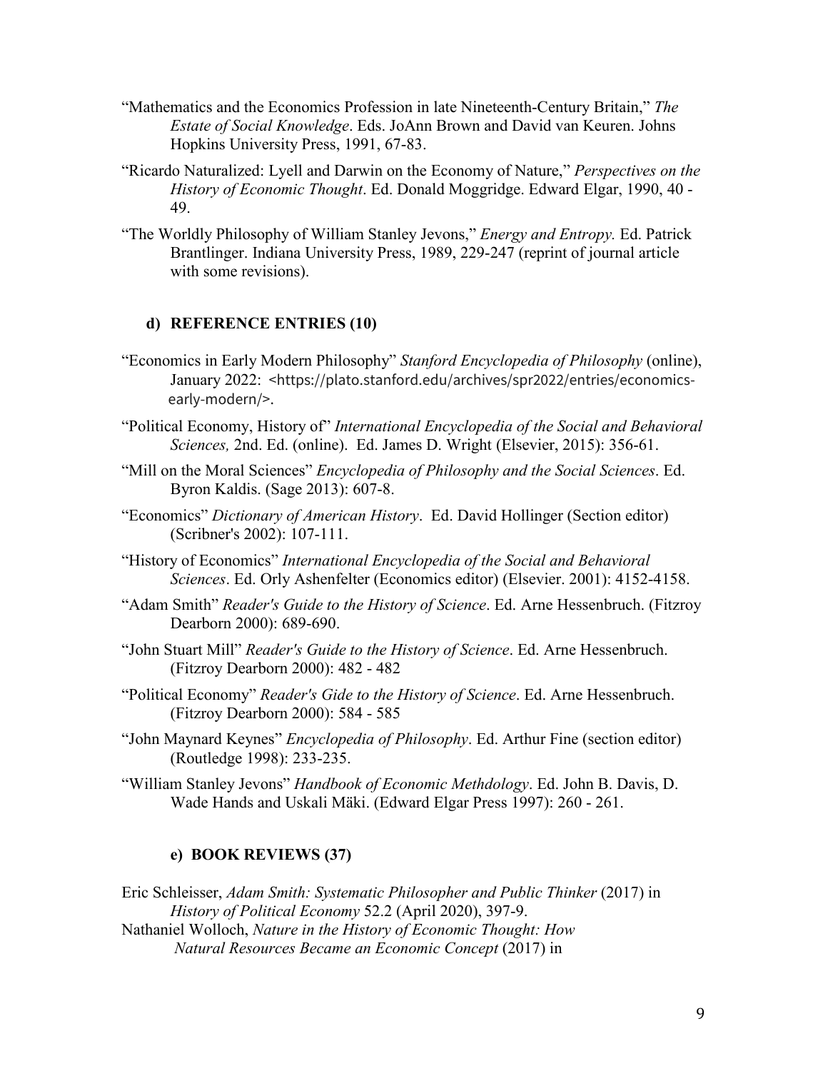"Mathematics and the Economics Profession in late Nineteenth-Century Britain," *The Estate of Social Knowledge*. Eds. JoAnn Brown and David van Keuren. Johns Hopkins University Press, 1991, 67-83.

"Ricardo Naturalized: Lyell and Darwin on the Economy of Nature," *Perspectives on the History of Economic Thought*. Ed. Donald Moggridge. Edward Elgar, 1990, 40 - 49.

"The Worldly Philosophy of William Stanley Jevons," *Energy and Entropy.* Ed. Patrick Brantlinger. Indiana University Press, 1989, 229-247 (reprint of journal article with some revisions).

### d) REFERENCE ENTRIES (10)

"Economics in Early Modern Philosophy" *Stanford Encyclopedia of Philosophy* (online), January 2022: <https://plato.stanford.edu/archives/spr2022/entries/economics-early-modern/>.

"Political Economy, History of" *International Encyclopedia of the Social and Behavioral Sciences,* 2nd. Ed. (online). Ed. James D. Wright (Elsevier, 2015): 356-61.

"Mill on the Moral Sciences" *Encyclopedia of Philosophy and the Social Sciences*. Ed. Byron Kaldis. (Sage 2013): 607-8.

"Economics" *Dictionary of American History*. Ed. David Hollinger (Section editor) (Scribner's 2002): 107-111.

"History of Economics" *International Encyclopedia of the Social and Behavioral Sciences*. Ed. Orly Ashenfelter (Economics editor) (Elsevier. 2001): 4152-4158.

"Adam Smith" *Reader's Guide to the History of Science*. Ed. Arne Hessenbruch. (Fitzroy Dearborn 2000): 689-690.

"John Stuart Mill" *Reader's Guide to the History of Science*. Ed. Arne Hessenbruch. (Fitzroy Dearborn 2000): 482 - 482

"Political Economy" *Reader's Gide to the History of Science*. Ed. Arne Hessenbruch. (Fitzroy Dearborn 2000): 584 - 585

"John Maynard Keynes" *Encyclopedia of Philosophy*. Ed. Arthur Fine (section editor) (Routledge 1998): 233-235.

"William Stanley Jevons" *Handbook of Economic Methdology*. Ed. John B. Davis, D. Wade Hands and Uskali Mäki. (Edward Elgar Press 1997): 260 - 261.

### e) BOOK REVIEWS (37)

Eric Schleisser, *Adam Smith: Systematic Philosopher and Public Thinker* (2017) in *History of Political Economy* 52.2 (April 2020), 397-9.

Nathaniel Wolloch, *Nature in the History of Economic Thought: How Natural Resources Became an Economic Concept* (2017) in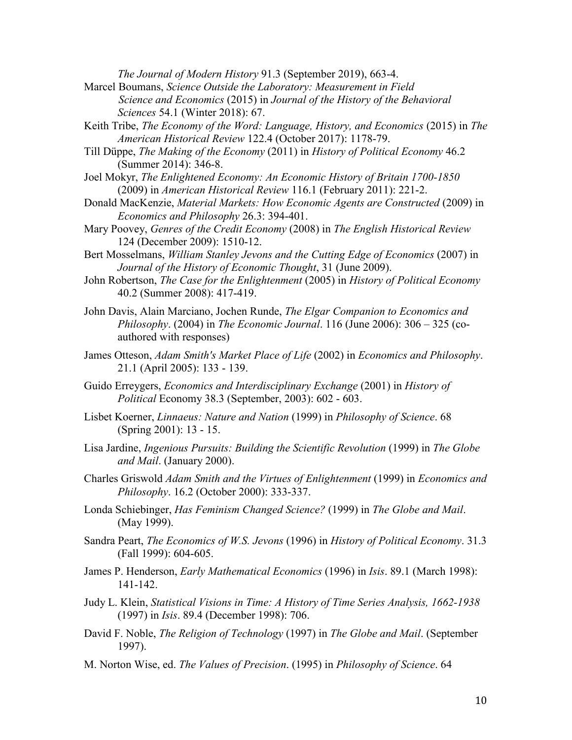*The Journal of Modern History* 91.3 (September 2019), 663-4.

Marcel Boumans, *Science Outside the Laboratory: Measurement in Field Science and Economics* (2015) in *Journal of the History of the Behavioral Sciences* 54.1 (Winter 2018): 67.

Keith Tribe, *The Economy of the Word: Language, History, and Economics* (2015) in *The American Historical Review* 122.4 (October 2017): 1178-79.

Till Düppe, *The Making of the Economy* (2011) in *History of Political Economy* 46.2 (Summer 2014): 346-8.

Joel Mokyr, *The Enlightened Economy: An Economic History of Britain 1700-1850* (2009) in *American Historical Review* 116.1 (February 2011): 221-2.

Donald MacKenzie, *Material Markets: How Economic Agents are Constructed* (2009) in *Economics and Philosophy* 26.3: 394-401.

Mary Poovey, *Genres of the Credit Economy* (2008) in *The English Historical Review* 124 (December 2009): 1510-12.

Bert Mosselmans, *William Stanley Jevons and the Cutting Edge of Economics* (2007) in *Journal of the History of Economic Thought*, 31 (June 2009).

John Robertson, *The Case for the Enlightenment* (2005) in *History of Political Economy* 40.2 (Summer 2008): 417-419.

John Davis, Alain Marciano, Jochen Runde, *The Elgar Companion to Economics and Philosophy*. (2004) in *The Economic Journal*. 116 (June 2006): 306 – 325 (co-authored with responses)

James Otteson, *Adam Smith's Market Place of Life* (2002) in *Economics and Philosophy*. 21.1 (April 2005): 133 - 139.

Guido Erreygers, *Economics and Interdisciplinary Exchange* (2001) in *History of Political* Economy 38.3 (September, 2003): 602 - 603.

Lisbet Koerner, *Linnaeus: Nature and Nation* (1999) in *Philosophy of Science*. 68 (Spring 2001): 13 - 15.

Lisa Jardine, *Ingenious Pursuits: Building the Scientific Revolution* (1999) in *The Globe and Mail*. (January 2000).

Charles Griswold *Adam Smith and the Virtues of Enlightenment* (1999) in *Economics and Philosophy*. 16.2 (October 2000): 333-337.

Londa Schiebinger, *Has Feminism Changed Science?* (1999) in *The Globe and Mail*. (May 1999).

Sandra Peart, *The Economics of W.S. Jevons* (1996) in *History of Political Economy*. 31.3 (Fall 1999): 604-605.

James P. Henderson, *Early Mathematical Economics* (1996) in *Isis*. 89.1 (March 1998): 141-142.

Judy L. Klein, *Statistical Visions in Time: A History of Time Series Analysis, 1662-1938* (1997) in *Isis*. 89.4 (December 1998): 706.

David F. Noble, *The Religion of Technology* (1997) in *The Globe and Mail*. (September 1997).

M. Norton Wise, ed. *The Values of Precision*. (1995) in *Philosophy of Science*. 64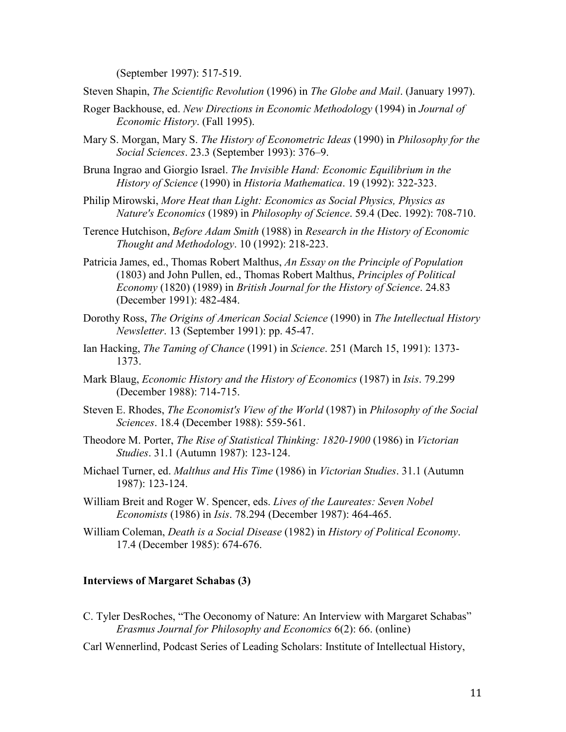(September 1997): 517-519.

Steven Shapin, *The Scientific Revolution* (1996) in *The Globe and Mail*. (January 1997).

Roger Backhouse, ed. *New Directions in Economic Methodology* (1994) in *Journal of Economic History*. (Fall 1995).

Mary S. Morgan, Mary S. *The History of Econometric Ideas* (1990) in *Philosophy for the Social Sciences*. 23.3 (September 1993): 376–9.

Bruna Ingrao and Giorgio Israel. *The Invisible Hand: Economic Equilibrium in the History of Science* (1990) in *Historia Mathematica*. 19 (1992): 322-323.

Philip Mirowski, *More Heat than Light: Economics as Social Physics, Physics as Nature's Economics* (1989) in *Philosophy of Science*. 59.4 (Dec. 1992): 708-710.

Terence Hutchison, *Before Adam Smith* (1988) in *Research in the History of Economic Thought and Methodology*. 10 (1992): 218-223.

Patricia James, ed., Thomas Robert Malthus, *An Essay on the Principle of Population* (1803) and John Pullen, ed., Thomas Robert Malthus, *Principles of Political Economy* (1820) (1989) in *British Journal for the History of Science*. 24.83 (December 1991): 482-484.

Dorothy Ross, *The Origins of American Social Science* (1990) in *The Intellectual History Newsletter*. 13 (September 1991): pp. 45-47.

Ian Hacking, *The Taming of Chance* (1991) in *Science*. 251 (March 15, 1991): 1373-1373.

Mark Blaug, *Economic History and the History of Economics* (1987) in *Isis*. 79.299 (December 1988): 714-715.

Steven E. Rhodes, *The Economist's View of the World* (1987) in *Philosophy of the Social Sciences*. 18.4 (December 1988): 559-561.

Theodore M. Porter, *The Rise of Statistical Thinking: 1820-1900* (1986) in *Victorian Studies*. 31.1 (Autumn 1987): 123-124.

Michael Turner, ed. *Malthus and His Time* (1986) in *Victorian Studies*. 31.1 (Autumn 1987): 123-124.

William Breit and Roger W. Spencer, eds. *Lives of the Laureates: Seven Nobel Economists* (1986) in *Isis*. 78.294 (December 1987): 464-465.

William Coleman, *Death is a Social Disease* (1982) in *History of Political Economy*. 17.4 (December 1985): 674-676.

**Interviews of Margaret Schabas (3)**

C. Tyler DesRoches, "The Oeconomy of Nature: An Interview with Margaret Schabas" *Erasmus Journal for Philosophy and Economics* 6(2): 66. (online)

Carl Wennerlind, Podcast Series of Leading Scholars: Institute of Intellectual History,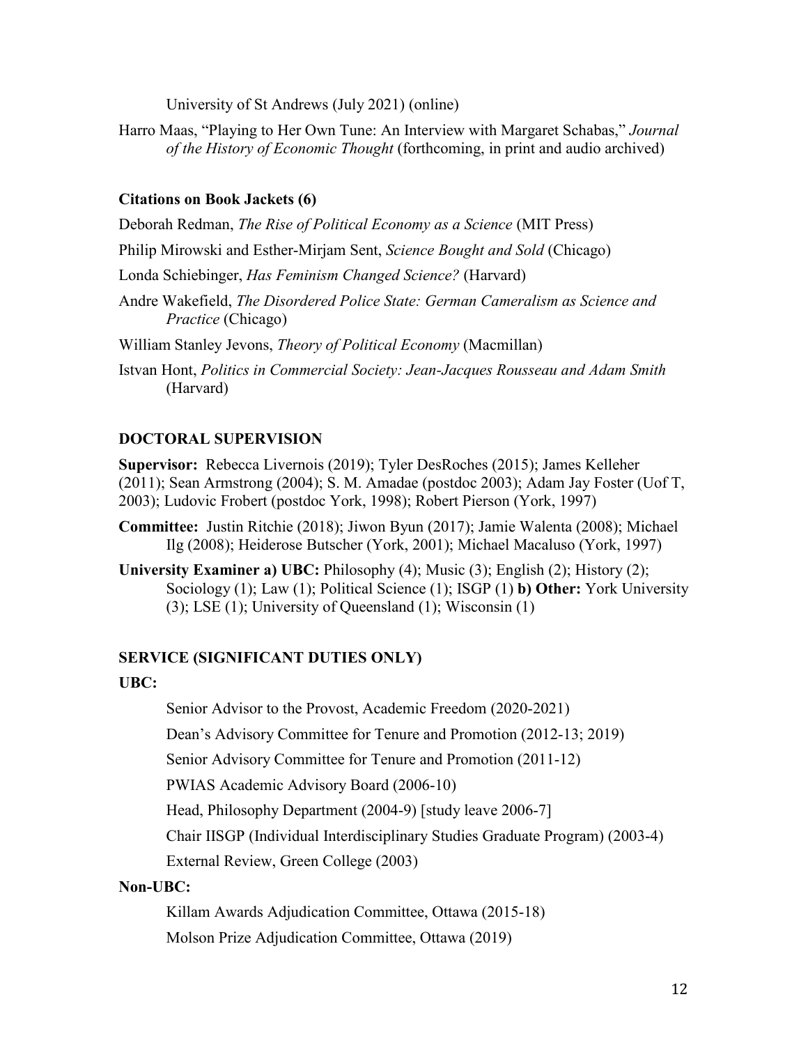University of St Andrews (July 2021) (online)

Harro Maas, "Playing to Her Own Tune: An Interview with Margaret Schabas," *Journal of the History of Economic Thought* (forthcoming, in print and audio archived)

**Citations on Book Jackets (6)**

Deborah Redman, *The Rise of Political Economy as a Science* (MIT Press)

Philip Mirowski and Esther-Mirjam Sent, *Science Bought and Sold* (Chicago)

Londa Schiebinger, *Has Feminism Changed Science?* (Harvard)

Andre Wakefield, *The Disordered Police State: German Cameralism as Science and Practice* (Chicago)

William Stanley Jevons, *Theory of Political Economy* (Macmillan)

Istvan Hont, *Politics in Commercial Society: Jean-Jacques Rousseau and Adam Smith* (Harvard)

## DOCTORAL SUPERVISION

**Supervisor:** Rebecca Livernois (2019); Tyler DesRoches (2015); James Kelleher (2011); Sean Armstrong (2004); S. M. Amadae (postdoc 2003); Adam Jay Foster (Uof T, 2003); Ludovic Frobert (postdoc York, 1998); Robert Pierson (York, 1997)

**Committee:** Justin Ritchie (2018); Jiwon Byun (2017); Jamie Walenta (2008); Michael Ilg (2008); Heiderose Butscher (York, 2001); Michael Macaluso (York, 1997)

**University Examiner a) UBC:** Philosophy (4); Music (3); English (2); History (2); Sociology (1); Law (1); Political Science (1); ISGP (1) **b) Other:** York University (3); LSE (1); University of Queensland (1); Wisconsin (1)

## SERVICE (SIGNIFICANT DUTIES ONLY)

**UBC:**

Senior Advisor to the Provost, Academic Freedom (2020-2021)

Dean's Advisory Committee for Tenure and Promotion (2012-13; 2019)

Senior Advisory Committee for Tenure and Promotion (2011-12)

PWIAS Academic Advisory Board (2006-10)

Head, Philosophy Department (2004-9) [study leave 2006-7]

Chair IISGP (Individual Interdisciplinary Studies Graduate Program) (2003-4)

External Review, Green College (2003)

**Non-UBC:**

Killam Awards Adjudication Committee, Ottawa (2015-18)

Molson Prize Adjudication Committee, Ottawa (2019)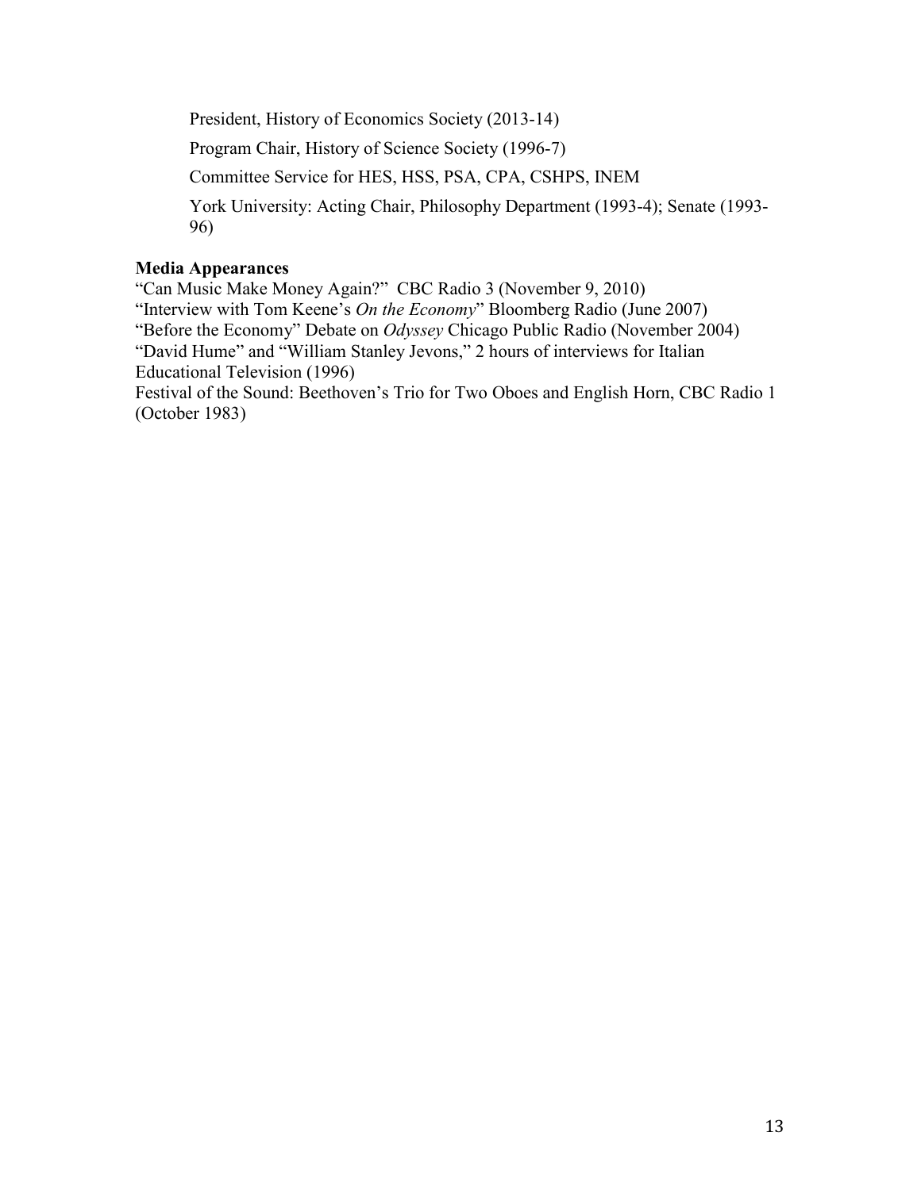President, History of Economics Society (2013-14)

Program Chair, History of Science Society (1996-7)

Committee Service for HES, HSS, PSA, CPA, CSHPS, INEM

York University: Acting Chair, Philosophy Department (1993-4); Senate (1993-96)

**Media Appearances**

"Can Music Make Money Again?" CBC Radio 3 (November 9, 2010)
"Interview with Tom Keene's *On the Economy*" Bloomberg Radio (June 2007)
"Before the Economy" Debate on *Odyssey* Chicago Public Radio (November 2004)
"David Hume" and "William Stanley Jevons," 2 hours of interviews for Italian Educational Television (1996)
Festival of the Sound: Beethoven's Trio for Two Oboes and English Horn, CBC Radio 1 (October 1983)